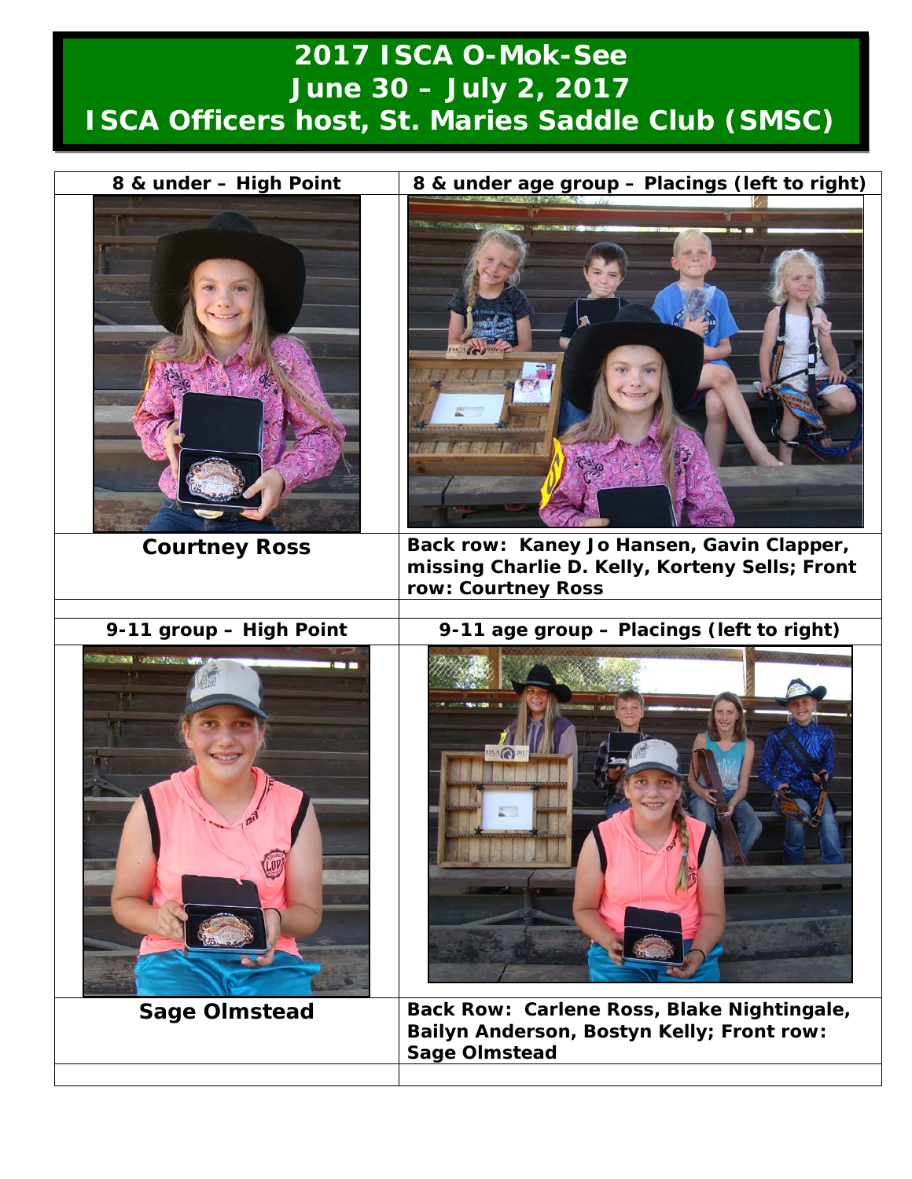# 2017 ISCA O-Mok-See
# June 30 – July 2, 2017
# ISCA Officers host, St. Maries Saddle Club (SMSC)

| 8 & under – High Point | 8 & under age group – Placings (left to right) |
| --- | --- |
| | |
| **Courtney Ross** | **Back row: Kaney Jo Hansen, Gavin Clapper, missing Charlie D. Kelly, Korteny Sells; Front row: Courtney Ross** |
| | |
| **9-11 group – High Point** | **9-11 age group – Placings (left to right)** |
| | |
| **Sage Olmstead** | **Back Row: Carlene Ross, Blake Nightingale, Bailyn Anderson, Bostyn Kelly; Front row: Sage Olmstead** |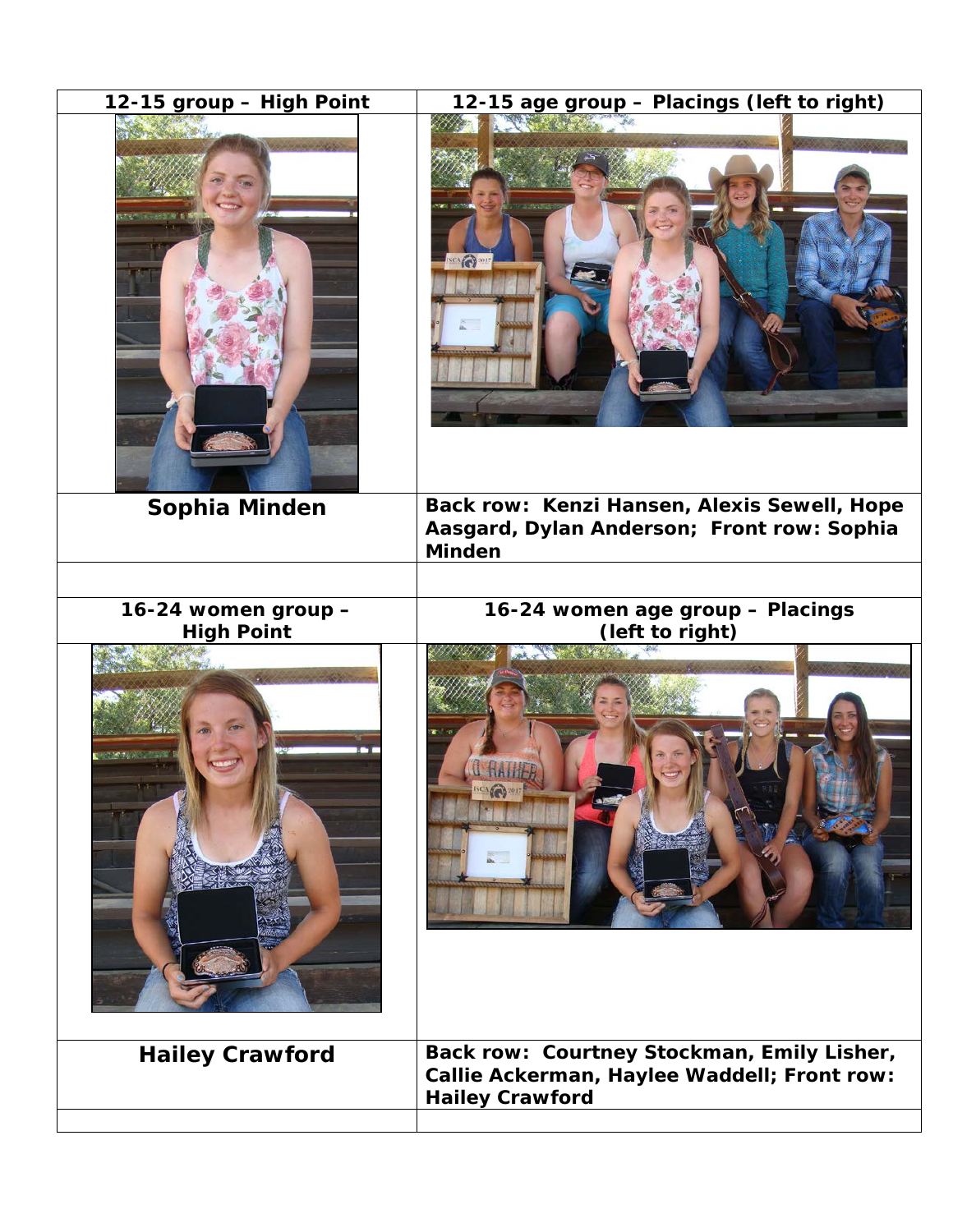| 12-15 group – High Point | 12-15 age group – Placings (left to right) |
| --- | --- |
| Sophia Minden | Back row: Kenzi Hansen, Alexis Sewell, Hope Aasgard, Dylan Anderson; Front row: Sophia Minden |
| | |
| **16-24 women group – High Point** | **16-24 women age group – Placings (left to right)** |
| Hailey Crawford | Back row: Courtney Stockman, Emily Lisher, Callie Ackerman, Haylee Waddell; Front row: Hailey Crawford |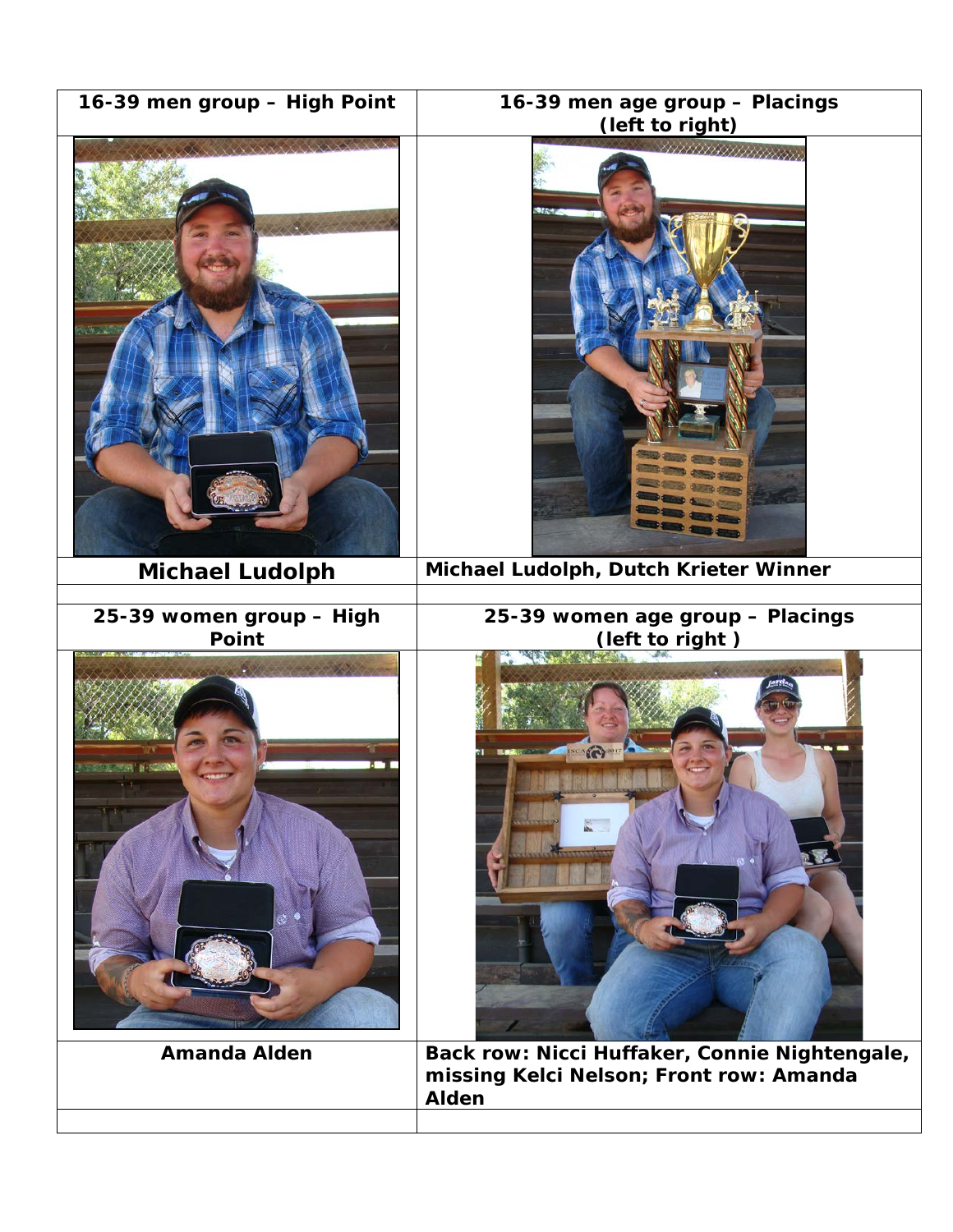| 16-39 men group – High Point | 16-39 men age group – Placings (left to right) |
| --- | --- |
| | |
| Michael Ludolph | Michael Ludolph, Dutch Krieter Winner |
| | |
| 25-39 women group – High Point | 25-39 women age group – Placings (left to right ) |
| | |
| Amanda Alden | Back row: Nicci Huffaker, Connie Nightengale, missing Kelci Nelson; Front row: Amanda Alden |
| | |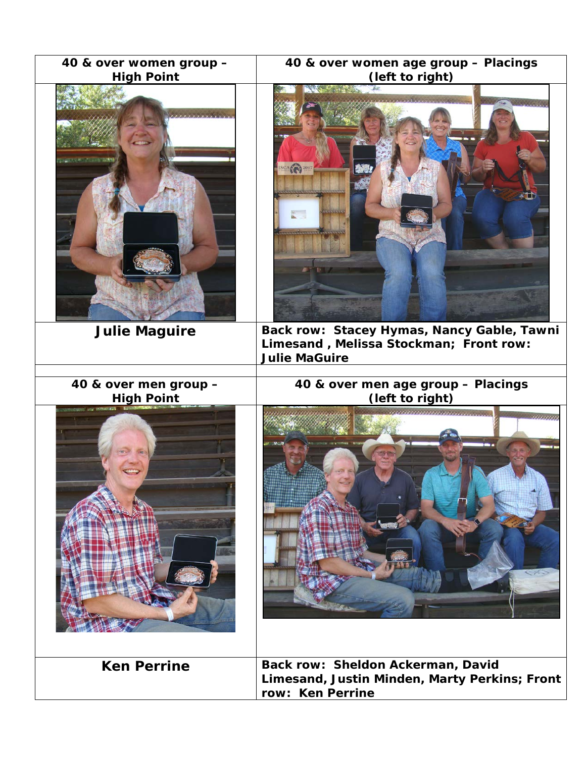| 40 & over women group – High Point | 40 & over women age group – Placings (left to right) |
| --- | --- |
| | |
| **Julie Maguire** | **Back row: Stacey Hymas, Nancy Gable, Tawni Limesand , Melissa Stockman; Front row: Julie MaGuire** |
| | |
| **40 & over men group – High Point** | **40 & over men age group – Placings (left to right)** |
| | |
| **Ken Perrine** | **Back row: Sheldon Ackerman, David Limesand, Justin Minden, Marty Perkins; Front row: Ken Perrine** |